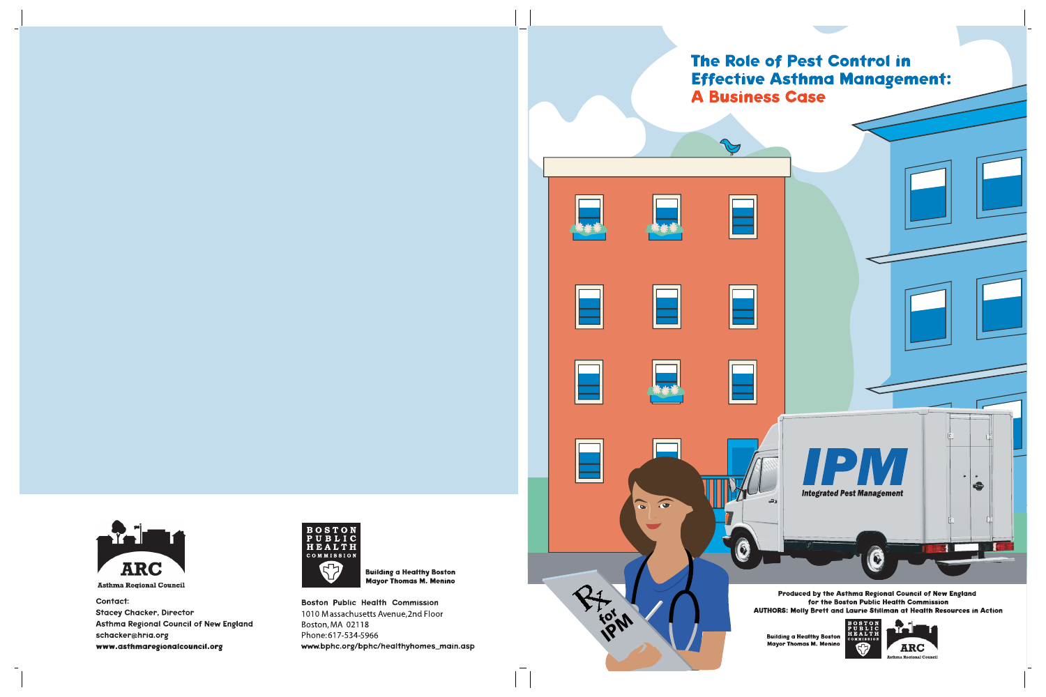# The Role of Pest Control in Effective Asthma Management: A Business Case

Produced by the Asthma Regional Council of New England
for the Boston Public Health Commission
AUTHORS: Molly Brett and Laurie Stillman at Health Resources in Action

Building a Healthy Boston
Mayor Thomas M. Menino

ARC
Asthma Regional Council

Contact:
Stacey Chacker, Director
Asthma Regional Council of New England
schacker@hria.org
www.asthmaregionalcouncil.org

BOSTON PUBLIC HEALTH COMMISSION

Building a Healthy Boston
Mayor Thomas M. Menino

Boston Public Health Commission
1010 Massachusetts Avenue, 2nd Floor
Boston, MA 02118
Phone: 617-534-5966
www.bphc.org/bphc/healthyhomes_main.asp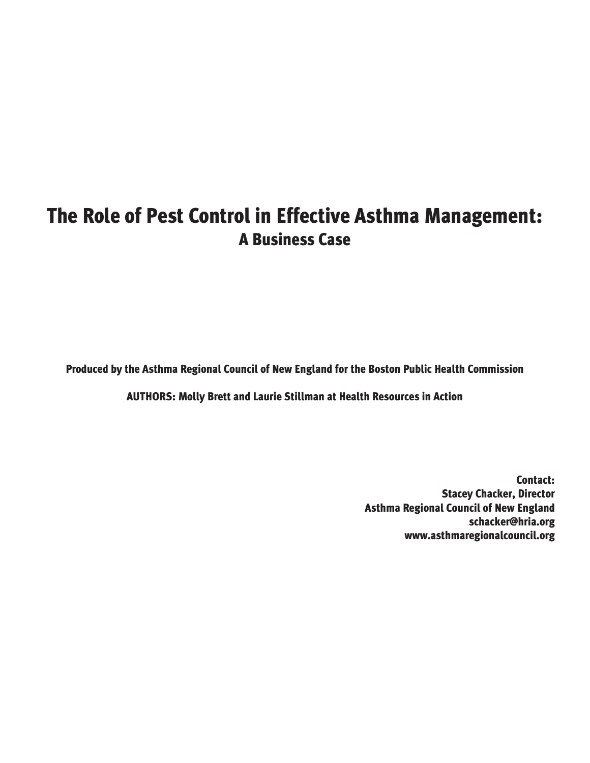# The Role of Pest Control in Effective Asthma Management:

## A Business Case

**Produced by the Asthma Regional Council of New England for the Boston Public Health Commission**

**AUTHORS: Molly Brett and Laurie Stillman at Health Resources in Action**

**Contact:**
**Stacey Chacker, Director**
**Asthma Regional Council of New England**
**schacker@hria.org**
**www.asthmaregionalcouncil.org**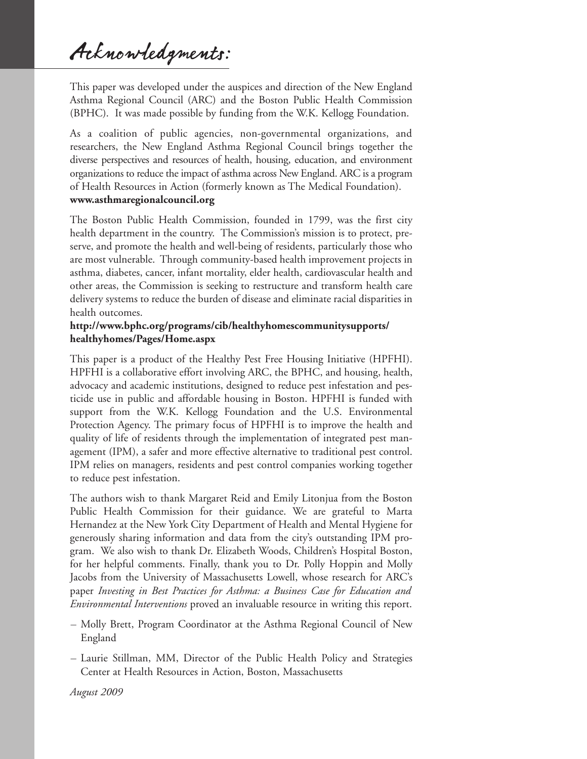# Acknowledgments:

This paper was developed under the auspices and direction of the New England Asthma Regional Council (ARC) and the Boston Public Health Commission (BPHC). It was made possible by funding from the W.K. Kellogg Foundation.

As a coalition of public agencies, non-governmental organizations, and researchers, the New England Asthma Regional Council brings together the diverse perspectives and resources of health, housing, education, and environment organizations to reduce the impact of asthma across New England. ARC is a program of Health Resources in Action (formerly known as The Medical Foundation).
**www.asthmaregionalcouncil.org**

The Boston Public Health Commission, founded in 1799, was the first city health department in the country. The Commission's mission is to protect, preserve, and promote the health and well-being of residents, particularly those who are most vulnerable. Through community-based health improvement projects in asthma, diabetes, cancer, infant mortality, elder health, cardiovascular health and other areas, the Commission is seeking to restructure and transform health care delivery systems to reduce the burden of disease and eliminate racial disparities in health outcomes.
**http://www.bphc.org/programs/cib/healthyhomescommunitysupports/healthyhomes/Pages/Home.aspx**

This paper is a product of the Healthy Pest Free Housing Initiative (HPFHI). HPFHI is a collaborative effort involving ARC, the BPHC, and housing, health, advocacy and academic institutions, designed to reduce pest infestation and pesticide use in public and affordable housing in Boston. HPFHI is funded with support from the W.K. Kellogg Foundation and the U.S. Environmental Protection Agency. The primary focus of HPFHI is to improve the health and quality of life of residents through the implementation of integrated pest management (IPM), a safer and more effective alternative to traditional pest control. IPM relies on managers, residents and pest control companies working together to reduce pest infestation.

The authors wish to thank Margaret Reid and Emily Litonjua from the Boston Public Health Commission for their guidance. We are grateful to Marta Hernandez at the New York City Department of Health and Mental Hygiene for generously sharing information and data from the city's outstanding IPM program. We also wish to thank Dr. Elizabeth Woods, Children's Hospital Boston, for her helpful comments. Finally, thank you to Dr. Polly Hoppin and Molly Jacobs from the University of Massachusetts Lowell, whose research for ARC's paper *Investing in Best Practices for Asthma: a Business Case for Education and Environmental Interventions* proved an invaluable resource in writing this report.

– Molly Brett, Program Coordinator at the Asthma Regional Council of New England

– Laurie Stillman, MM, Director of the Public Health Policy and Strategies Center at Health Resources in Action, Boston, Massachusetts

*August 2009*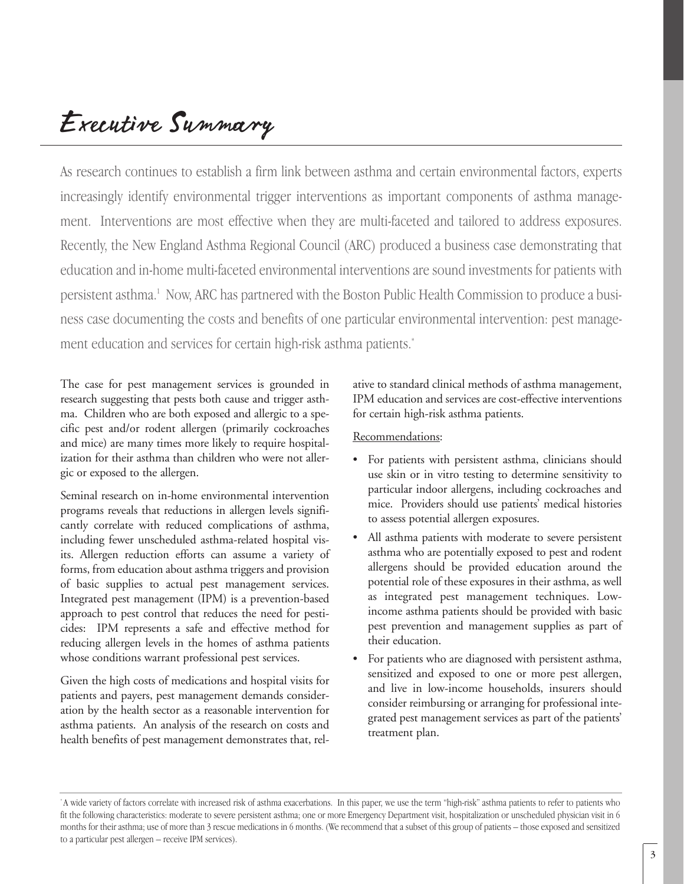# Executive Summary

As research continues to establish a firm link between asthma and certain environmental factors, experts increasingly identify environmental trigger interventions as important components of asthma management. Interventions are most effective when they are multi-faceted and tailored to address exposures. Recently, the New England Asthma Regional Council (ARC) produced a business case demonstrating that education and in-home multi-faceted environmental interventions are sound investments for patients with persistent asthma.[1] Now, ARC has partnered with the Boston Public Health Commission to produce a business case documenting the costs and benefits of one particular environmental intervention: pest management education and services for certain high-risk asthma patients.[*]

The case for pest management services is grounded in research suggesting that pests both cause and trigger asthma. Children who are both exposed and allergic to a specific pest and/or rodent allergen (primarily cockroaches and mice) are many times more likely to require hospitalization for their asthma than children who were not allergic or exposed to the allergen.

Seminal research on in-home environmental intervention programs reveals that reductions in allergen levels significantly correlate with reduced complications of asthma, including fewer unscheduled asthma-related hospital visits. Allergen reduction efforts can assume a variety of forms, from education about asthma triggers and provision of basic supplies to actual pest management services. Integrated pest management (IPM) is a prevention-based approach to pest control that reduces the need for pesticides: IPM represents a safe and effective method for reducing allergen levels in the homes of asthma patients whose conditions warrant professional pest services.

Given the high costs of medications and hospital visits for patients and payers, pest management demands consideration by the health sector as a reasonable intervention for asthma patients. An analysis of the research on costs and health benefits of pest management demonstrates that, relative to standard clinical methods of asthma management, IPM education and services are cost-effective interventions for certain high-risk asthma patients.

Recommendations:

- For patients with persistent asthma, clinicians should use skin or in vitro testing to determine sensitivity to particular indoor allergens, including cockroaches and mice. Providers should use patients' medical histories to assess potential allergen exposures.
- All asthma patients with moderate to severe persistent asthma who are potentially exposed to pest and rodent allergens should be provided education around the potential role of these exposures in their asthma, as well as integrated pest management techniques. Low-income asthma patients should be provided with basic pest prevention and management supplies as part of their education.
- For patients who are diagnosed with persistent asthma, sensitized and exposed to one or more pest allergen, and live in low-income households, insurers should consider reimbursing or arranging for professional integrated pest management services as part of the patients' treatment plan.

[*] A wide variety of factors correlate with increased risk of asthma exacerbations. In this paper, we use the term "high-risk" asthma patients to refer to patients who fit the following characteristics: moderate to severe persistent asthma; one or more Emergency Department visit, hospitalization or unscheduled physician visit in 6 months for their asthma; use of more than 3 rescue medications in 6 months. (We recommend that a subset of this group of patients – those exposed and sensitized to a particular pest allergen – receive IPM services).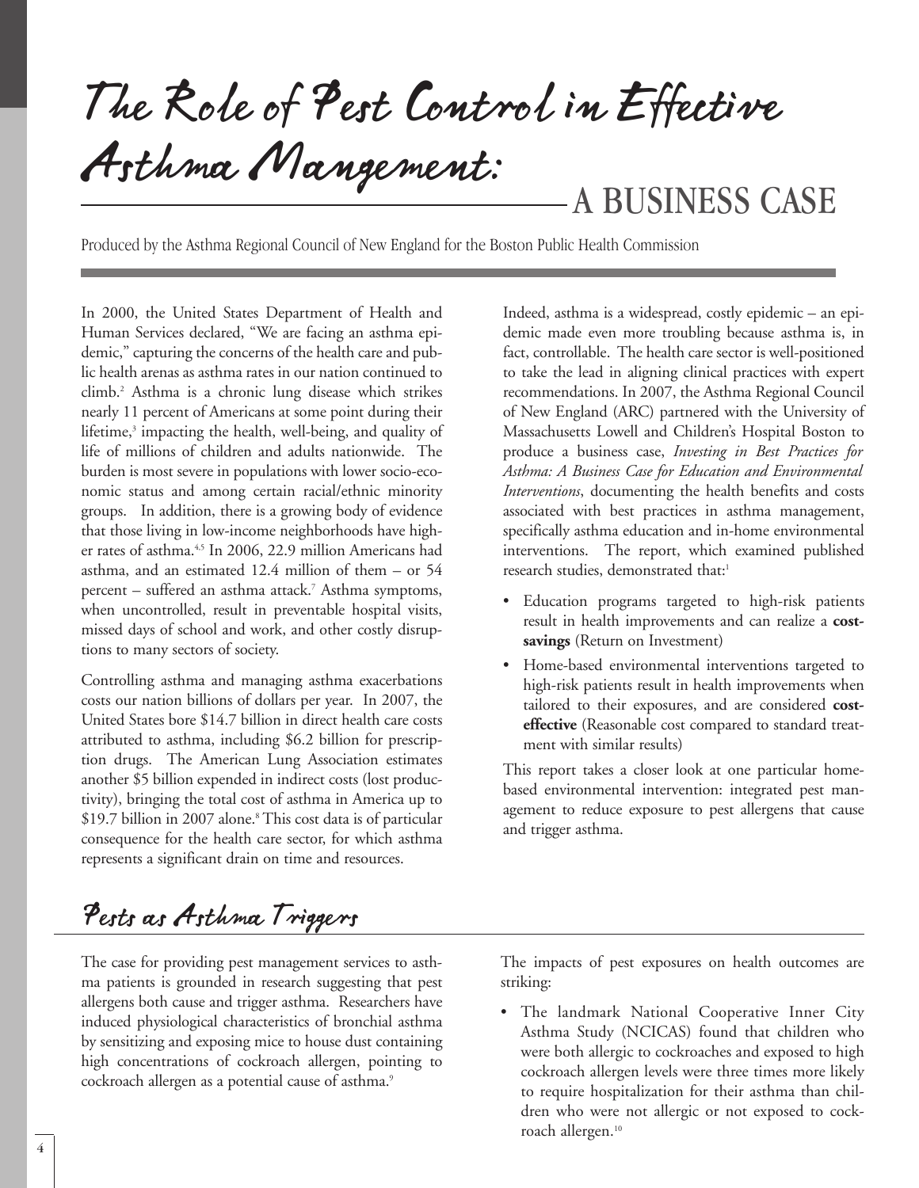# The Role of Pest Control in Effective Asthma Mangement: A BUSINESS CASE

Produced by the Asthma Regional Council of New England for the Boston Public Health Commission

In 2000, the United States Department of Health and Human Services declared, "We are facing an asthma epidemic," capturing the concerns of the health care and public health arenas as asthma rates in our nation continued to climb.[2] Asthma is a chronic lung disease which strikes nearly 11 percent of Americans at some point during their lifetime,[3] impacting the health, well-being, and quality of life of millions of children and adults nationwide. The burden is most severe in populations with lower socio-economic status and among certain racial/ethnic minority groups. In addition, there is a growing body of evidence that those living in low-income neighborhoods have higher rates of asthma.[4,5] In 2006, 22.9 million Americans had asthma, and an estimated 12.4 million of them – or 54 percent – suffered an asthma attack.[7] Asthma symptoms, when uncontrolled, result in preventable hospital visits, missed days of school and work, and other costly disruptions to many sectors of society.

Controlling asthma and managing asthma exacerbations costs our nation billions of dollars per year. In 2007, the United States bore $14.7 billion in direct health care costs attributed to asthma, including $6.2 billion for prescription drugs. The American Lung Association estimates another $5 billion expended in indirect costs (lost productivity), bringing the total cost of asthma in America up to $19.7 billion in 2007 alone.[8] This cost data is of particular consequence for the health care sector, for which asthma represents a significant drain on time and resources.

Indeed, asthma is a widespread, costly epidemic – an epidemic made even more troubling because asthma is, in fact, controllable. The health care sector is well-positioned to take the lead in aligning clinical practices with expert recommendations. In 2007, the Asthma Regional Council of New England (ARC) partnered with the University of Massachusetts Lowell and Children's Hospital Boston to produce a business case, *Investing in Best Practices for Asthma: A Business Case for Education and Environmental Interventions*, documenting the health benefits and costs associated with best practices in asthma management, specifically asthma education and in-home environmental interventions. The report, which examined published research studies, demonstrated that:[1]

- Education programs targeted to high-risk patients result in health improvements and can realize a **cost-savings** (Return on Investment)
- Home-based environmental interventions targeted to high-risk patients result in health improvements when tailored to their exposures, and are considered **cost-effective** (Reasonable cost compared to standard treatment with similar results)

This report takes a closer look at one particular home-based environmental intervention: integrated pest management to reduce exposure to pest allergens that cause and trigger asthma.

## Pests as Asthma Triggers

The case for providing pest management services to asthma patients is grounded in research suggesting that pest allergens both cause and trigger asthma. Researchers have induced physiological characteristics of bronchial asthma by sensitizing and exposing mice to house dust containing high concentrations of cockroach allergen, pointing to cockroach allergen as a potential cause of asthma.[9]

The impacts of pest exposures on health outcomes are striking:

- The landmark National Cooperative Inner City Asthma Study (NCICAS) found that children who were both allergic to cockroaches and exposed to high cockroach allergen levels were three times more likely to require hospitalization for their asthma than children who were not allergic or not exposed to cockroach allergen.[10]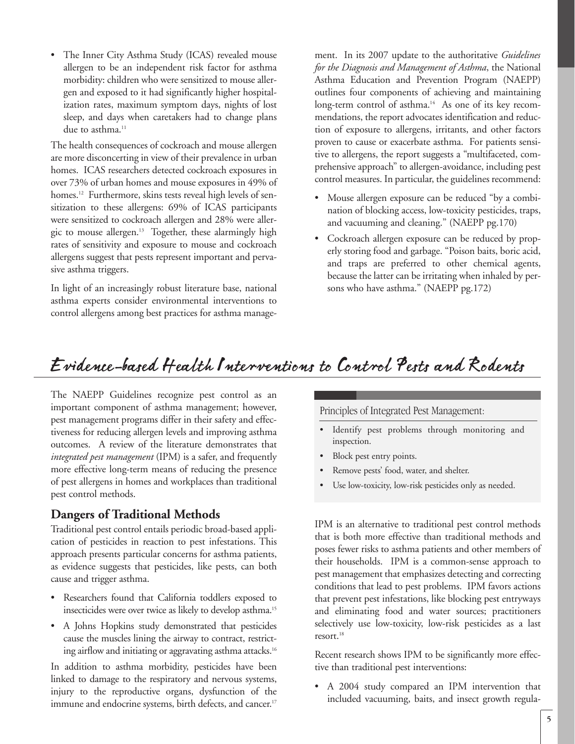- The Inner City Asthma Study (ICAS) revealed mouse allergen to be an independent risk factor for asthma morbidity: children who were sensitized to mouse allergen and exposed to it had significantly higher hospitalization rates, maximum symptom days, nights of lost sleep, and days when caretakers had to change plans due to asthma.[11]

The health consequences of cockroach and mouse allergen are more disconcerting in view of their prevalence in urban homes. ICAS researchers detected cockroach exposures in over 73% of urban homes and mouse exposures in 49% of homes.[12] Furthermore, skins tests reveal high levels of sensitization to these allergens: 69% of ICAS participants were sensitized to cockroach allergen and 28% were allergic to mouse allergen.[13] Together, these alarmingly high rates of sensitivity and exposure to mouse and cockroach allergens suggest that pests represent important and pervasive asthma triggers.

In light of an increasingly robust literature base, national asthma experts consider environmental interventions to control allergens among best practices for asthma management. In its 2007 update to the authoritative *Guidelines for the Diagnosis and Management of Asthma*, the National Asthma Education and Prevention Program (NAEPP) outlines four components of achieving and maintaining long-term control of asthma.[14] As one of its key recommendations, the report advocates identification and reduction of exposure to allergens, irritants, and other factors proven to cause or exacerbate asthma. For patients sensitive to allergens, the report suggests a "multifaceted, comprehensive approach" to allergen-avoidance, including pest control measures. In particular, the guidelines recommend:

- Mouse allergen exposure can be reduced "by a combination of blocking access, low-toxicity pesticides, traps, and vacuuming and cleaning." (NAEPP pg.170)
- Cockroach allergen exposure can be reduced by properly storing food and garbage. "Poison baits, boric acid, and traps are preferred to other chemical agents, because the latter can be irritating when inhaled by persons who have asthma." (NAEPP pg.172)

# Evidence-based Health Interventions to Control Pests and Rodents

The NAEPP Guidelines recognize pest control as an important component of asthma management; however, pest management programs differ in their safety and effectiveness for reducing allergen levels and improving asthma outcomes. A review of the literature demonstrates that *integrated pest management* (IPM) is a safer, and frequently more effective long-term means of reducing the presence of pest allergens in homes and workplaces than traditional pest control methods.

## Dangers of Traditional Methods

Traditional pest control entails periodic broad-based application of pesticides in reaction to pest infestations. This approach presents particular concerns for asthma patients, as evidence suggests that pesticides, like pests, can both cause and trigger asthma.

- Researchers found that California toddlers exposed to insecticides were over twice as likely to develop asthma.[15]
- A Johns Hopkins study demonstrated that pesticides cause the muscles lining the airway to contract, restricting airflow and initiating or aggravating asthma attacks.[16]

In addition to asthma morbidity, pesticides have been linked to damage to the respiratory and nervous systems, injury to the reproductive organs, dysfunction of the immune and endocrine systems, birth defects, and cancer.[17]

Principles of Integrated Pest Management:

- Identify pest problems through monitoring and inspection.
- Block pest entry points.
- Remove pests' food, water, and shelter.
- Use low-toxicity, low-risk pesticides only as needed.

IPM is an alternative to traditional pest control methods that is both more effective than traditional methods and poses fewer risks to asthma patients and other members of their households. IPM is a common-sense approach to pest management that emphasizes detecting and correcting conditions that lead to pest problems. IPM favors actions that prevent pest infestations, like blocking pest entryways and eliminating food and water sources; practitioners selectively use low-toxicity, low-risk pesticides as a last resort.[18]

Recent research shows IPM to be significantly more effective than traditional pest interventions:

- A 2004 study compared an IPM intervention that included vacuuming, baits, and insect growth regula-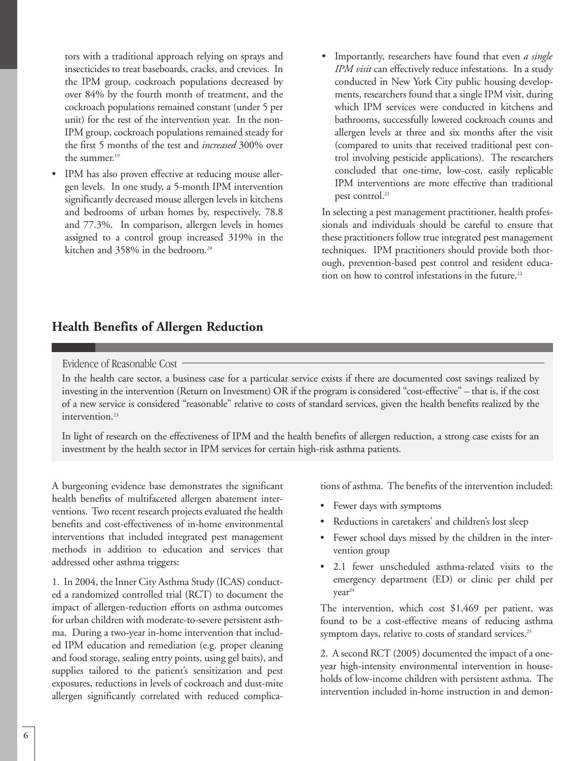tors with a traditional approach relying on sprays and insecticides to treat baseboards, cracks, and crevices. In the IPM group, cockroach populations decreased by over 84% by the fourth month of treatment, and the cockroach populations remained constant (under 5 per unit) for the rest of the intervention year. In the non-IPM group, cockroach populations remained steady for the first 5 months of the test and *increased* 300% over the summer.[19]

- IPM has also proven effective at reducing mouse allergen levels. In one study, a 5-month IPM intervention significantly decreased mouse allergen levels in kitchens and bedrooms of urban homes by, respectively, 78.8 and 77.3%. In comparison, allergen levels in homes assigned to a control group increased 319% in the kitchen and 358% in the bedroom.[20]
- Importantly, researchers have found that even *a single IPM visit* can effectively reduce infestations. In a study conducted in New York City public housing developments, researchers found that a single IPM visit, during which IPM services were conducted in kitchens and bathrooms, successfully lowered cockroach counts and allergen levels at three and six months after the visit (compared to units that received traditional pest control involving pesticide applications). The researchers concluded that one-time, low-cost, easily replicable IPM interventions are more effective than traditional pest control.[21]

In selecting a pest management practitioner, health professionals and individuals should be careful to ensure that these practitioners follow true integrated pest management techniques. IPM practitioners should provide both thorough, prevention-based pest control and resident education on how to control infestations in the future.[22]

## Health Benefits of Allergen Reduction

Evidence of Reasonable Cost

In the health care sector, a business case for a particular service exists if there are documented cost savings realized by investing in the intervention (Return on Investment) OR if the program is considered "cost-effective" – that is, if the cost of a new service is considered "reasonable" relative to costs of standard services, given the health benefits realized by the intervention.[23]

In light of research on the effectiveness of IPM and the health benefits of allergen reduction, a strong case exists for an investment by the health sector in IPM services for certain high-risk asthma patients.

A burgeoning evidence base demonstrates the significant health benefits of multifaceted allergen abatement interventions. Two recent research projects evaluated the health benefits and cost-effectiveness of in-home environmental interventions that included integrated pest management methods in addition to education and services that addressed other asthma triggers:

1. In 2004, the Inner City Asthma Study (ICAS) conducted a randomized controlled trial (RCT) to document the impact of allergen-reduction efforts on asthma outcomes for urban children with moderate-to-severe persistent asthma. During a two-year in-home intervention that included IPM education and remediation (e.g. proper cleaning and food storage, sealing entry points, using gel baits), and supplies tailored to the patient's sensitization and pest exposures, reductions in levels of cockroach and dust-mite allergen significantly correlated with reduced complications of asthma. The benefits of the intervention included:

- Fewer days with symptoms
- Reductions in caretakers' and children's lost sleep
- Fewer school days missed by the children in the intervention group
- 2.1 fewer unscheduled asthma-related visits to the emergency department (ED) or clinic per child per year[24]

The intervention, which cost $1,469 per patient, was found to be a cost-effective means of reducing asthma symptom days, relative to costs of standard services.[25]

2. A second RCT (2005) documented the impact of a one-year high-intensity environmental intervention in households of low-income children with persistent asthma. The intervention included in-home instruction in and demon-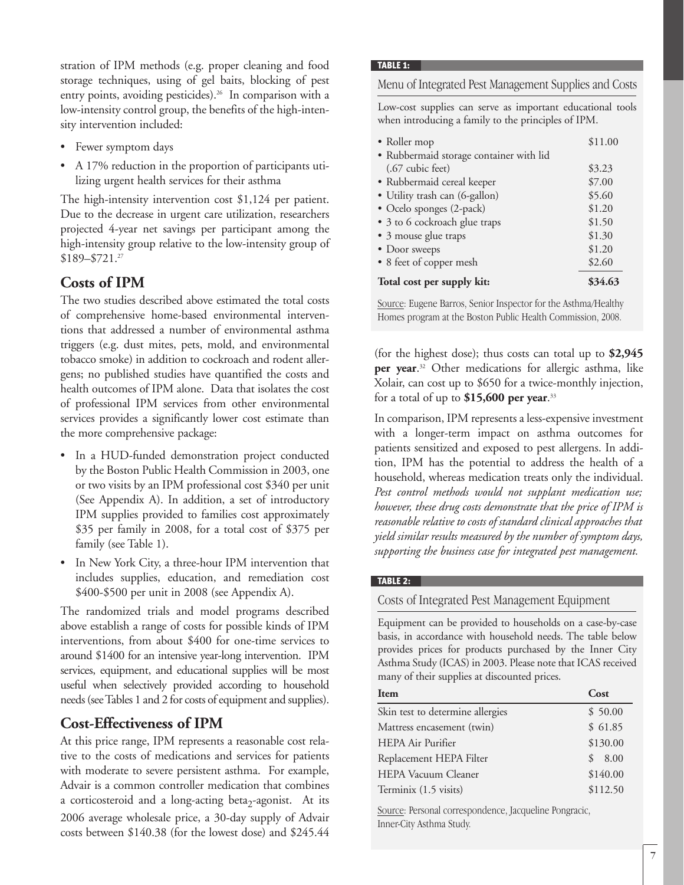stration of IPM methods (e.g. proper cleaning and food storage techniques, using of gel baits, blocking of pest entry points, avoiding pesticides).[26] In comparison with a low-intensity control group, the benefits of the high-intensity intervention included:

- Fewer symptom days
- A 17% reduction in the proportion of participants utilizing urgent health services for their asthma

The high-intensity intervention cost $1,124 per patient. Due to the decrease in urgent care utilization, researchers projected 4-year net savings per participant among the high-intensity group relative to the low-intensity group of $189–$721.[27]

## Costs of IPM

The two studies described above estimated the total costs of comprehensive home-based environmental interventions that addressed a number of environmental asthma triggers (e.g. dust mites, pets, mold, and environmental tobacco smoke) in addition to cockroach and rodent allergens; no published studies have quantified the costs and health outcomes of IPM alone. Data that isolates the cost of professional IPM services from other environmental services provides a significantly lower cost estimate than the more comprehensive package:

- In a HUD-funded demonstration project conducted by the Boston Public Health Commission in 2003, one or two visits by an IPM professional cost $340 per unit (See Appendix A). In addition, a set of introductory IPM supplies provided to families cost approximately $35 per family in 2008, for a total cost of $375 per family (see Table 1).
- In New York City, a three-hour IPM intervention that includes supplies, education, and remediation cost $400-$500 per unit in 2008 (see Appendix A).

The randomized trials and model programs described above establish a range of costs for possible kinds of IPM interventions, from about $400 for one-time services to around $1400 for an intensive year-long intervention. IPM services, equipment, and educational supplies will be most useful when selectively provided according to household needs (see Tables 1 and 2 for costs of equipment and supplies).

## Cost-Effectiveness of IPM

At this price range, IPM represents a reasonable cost relative to the costs of medications and services for patients with moderate to severe persistent asthma. For example, Advair is a common controller medication that combines a corticosteroid and a long-acting beta$_2$-agonist. At its 2006 average wholesale price, a 30-day supply of Advair costs between $140.38 (for the lowest dose) and $245.44 (for the highest dose); thus costs can total up to **$2,945 per year**.[32] Other medications for allergic asthma, like Xolair, can cost up to $650 for a twice-monthly injection, for a total of up to **$15,600 per year**.[33]

In comparison, IPM represents a less-expensive investment with a longer-term impact on asthma outcomes for patients sensitized and exposed to pest allergens. In addition, IPM has the potential to address the health of a household, whereas medication treats only the individual. *Pest control methods would not supplant medication use; however, these drug costs demonstrate that the price of IPM is reasonable relative to costs of standard clinical approaches that yield similar results measured by the number of symptom days, supporting the business case for integrated pest management.*

**TABLE 1:**

### Menu of Integrated Pest Management Supplies and Costs

Low-cost supplies can serve as important educational tools when introducing a family to the principles of IPM.

| Item | Cost |
|---|---|
| • Roller mop | $11.00 |
| • Rubbermaid storage container with lid (.67 cubic feet) | $3.23 |
| • Rubbermaid cereal keeper | $7.00 |
| • Utility trash can (6-gallon) | $5.60 |
| • Ocelo sponges (2-pack) | $1.20 |
| • 3 to 6 cockroach glue traps | $1.50 |
| • 3 mouse glue traps | $1.30 |
| • Door sweeps | $1.20 |
| • 8 feet of copper mesh | $2.60 |
| **Total cost per supply kit:** | **$34.63** |

Source: Eugene Barros, Senior Inspector for the Asthma/Healthy Homes program at the Boston Public Health Commission, 2008.

**TABLE 2:**

### Costs of Integrated Pest Management Equipment

Equipment can be provided to households on a case-by-case basis, in accordance with household needs. The table below provides prices for products purchased by the Inner City Asthma Study (ICAS) in 2003. Please note that ICAS received many of their supplies at discounted prices.

| Item | Cost |
|---|---|
| Skin test to determine allergies | $ 50.00 |
| Mattress encasement (twin) | $ 61.85 |
| HEPA Air Purifier | $130.00 |
| Replacement HEPA Filter | $ 8.00 |
| HEPA Vacuum Cleaner | $140.00 |
| Terminix (1.5 visits) | $112.50 |

Source: Personal correspondence, Jacqueline Pongracic, Inner-City Asthma Study.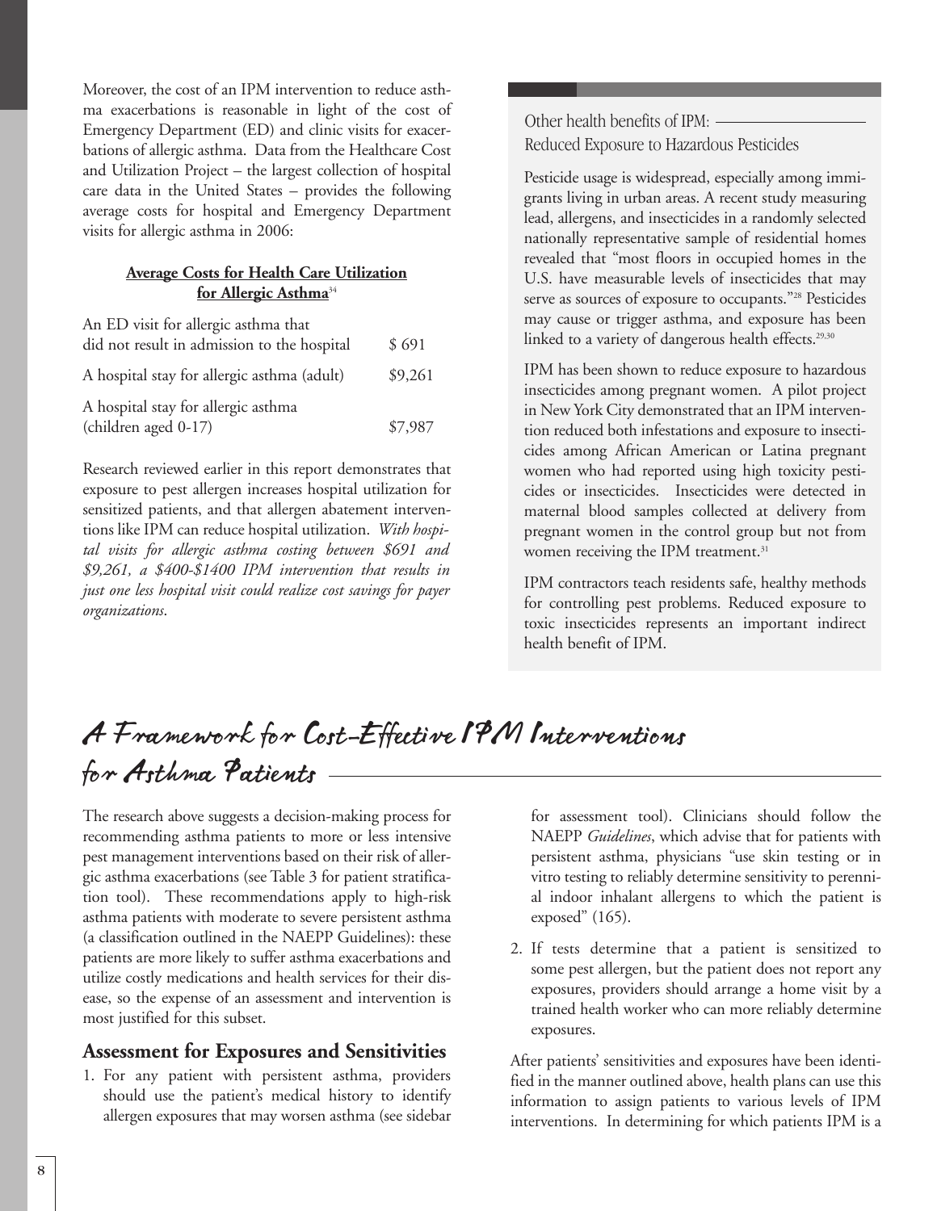Moreover, the cost of an IPM intervention to reduce asthma exacerbations is reasonable in light of the cost of Emergency Department (ED) and clinic visits for exacerbations of allergic asthma. Data from the Healthcare Cost and Utilization Project – the largest collection of hospital care data in the United States – provides the following average costs for hospital and Emergency Department visits for allergic asthma in 2006:

**Average Costs for Health Care Utilization for Allergic Asthma**[34]

| | |
|---|---|
| An ED visit for allergic asthma that did not result in admission to the hospital | $ 691 |
| A hospital stay for allergic asthma (adult) | $9,261 |
| A hospital stay for allergic asthma (children aged 0-17) | $7,987 |

Research reviewed earlier in this report demonstrates that exposure to pest allergen increases hospital utilization for sensitized patients, and that allergen abatement interventions like IPM can reduce hospital utilization. *With hospital visits for allergic asthma costing between $691 and $9,261, a $400-$1400 IPM intervention that results in just one less hospital visit could realize cost savings for payer organizations.*

### Other health benefits of IPM: Reduced Exposure to Hazardous Pesticides

Pesticide usage is widespread, especially among immigrants living in urban areas. A recent study measuring lead, allergens, and insecticides in a randomly selected nationally representative sample of residential homes revealed that "most floors in occupied homes in the U.S. have measurable levels of insecticides that may serve as sources of exposure to occupants."[28] Pesticides may cause or trigger asthma, and exposure has been linked to a variety of dangerous health effects.[29,30]

IPM has been shown to reduce exposure to hazardous insecticides among pregnant women. A pilot project in New York City demonstrated that an IPM intervention reduced both infestations and exposure to insecticides among African American or Latina pregnant women who had reported using high toxicity pesticides or insecticides. Insecticides were detected in maternal blood samples collected at delivery from pregnant women in the control group but not from women receiving the IPM treatment.[31]

IPM contractors teach residents safe, healthy methods for controlling pest problems. Reduced exposure to toxic insecticides represents an important indirect health benefit of IPM.

## A Framework for Cost-Effective IPM Interventions for Asthma Patients

The research above suggests a decision-making process for recommending asthma patients to more or less intensive pest management interventions based on their risk of allergic asthma exacerbations (see Table 3 for patient stratification tool). These recommendations apply to high-risk asthma patients with moderate to severe persistent asthma (a classification outlined in the NAEPP Guidelines): these patients are more likely to suffer asthma exacerbations and utilize costly medications and health services for their disease, so the expense of an assessment and intervention is most justified for this subset.

### Assessment for Exposures and Sensitivities

1. For any patient with persistent asthma, providers should use the patient's medical history to identify allergen exposures that may worsen asthma (see sidebar for assessment tool). Clinicians should follow the NAEPP *Guidelines*, which advise that for patients with persistent asthma, physicians "use skin testing or in vitro testing to reliably determine sensitivity to perennial indoor inhalant allergens to which the patient is exposed" (165).
2. If tests determine that a patient is sensitized to some pest allergen, but the patient does not report any exposures, providers should arrange a home visit by a trained health worker who can more reliably determine exposures.

After patients' sensitivities and exposures have been identified in the manner outlined above, health plans can use this information to assign patients to various levels of IPM interventions. In determining for which patients IPM is a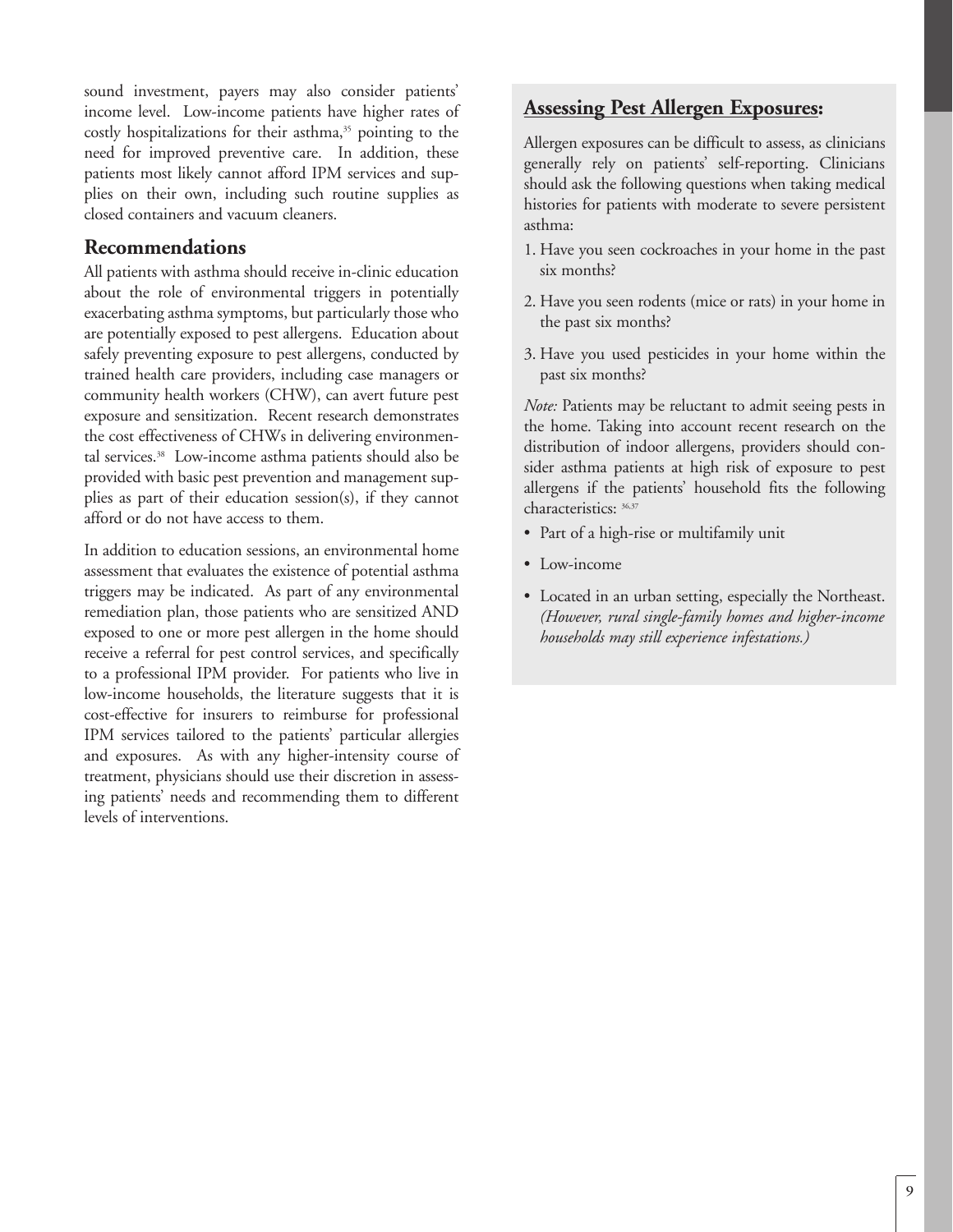sound investment, payers may also consider patients' income level. Low-income patients have higher rates of costly hospitalizations for their asthma,[35] pointing to the need for improved preventive care. In addition, these patients most likely cannot afford IPM services and supplies on their own, including such routine supplies as closed containers and vacuum cleaners.

## Recommendations

All patients with asthma should receive in-clinic education about the role of environmental triggers in potentially exacerbating asthma symptoms, but particularly those who are potentially exposed to pest allergens. Education about safely preventing exposure to pest allergens, conducted by trained health care providers, including case managers or community health workers (CHW), can avert future pest exposure and sensitization. Recent research demonstrates the cost effectiveness of CHWs in delivering environmental services.[38] Low-income asthma patients should also be provided with basic pest prevention and management supplies as part of their education session(s), if they cannot afford or do not have access to them.

In addition to education sessions, an environmental home assessment that evaluates the existence of potential asthma triggers may be indicated. As part of any environmental remediation plan, those patients who are sensitized AND exposed to one or more pest allergen in the home should receive a referral for pest control services, and specifically to a professional IPM provider. For patients who live in low-income households, the literature suggests that it is cost-effective for insurers to reimburse for professional IPM services tailored to the patients' particular allergies and exposures. As with any higher-intensity course of treatment, physicians should use their discretion in assessing patients' needs and recommending them to different levels of interventions.

## Assessing Pest Allergen Exposures:

Allergen exposures can be difficult to assess, as clinicians generally rely on patients' self-reporting. Clinicians should ask the following questions when taking medical histories for patients with moderate to severe persistent asthma:

1. Have you seen cockroaches in your home in the past six months?
2. Have you seen rodents (mice or rats) in your home in the past six months?
3. Have you used pesticides in your home within the past six months?

*Note:* Patients may be reluctant to admit seeing pests in the home. Taking into account recent research on the distribution of indoor allergens, providers should consider asthma patients at high risk of exposure to pest allergens if the patients' household fits the following characteristics: [36,37]

- Part of a high-rise or multifamily unit
- Low-income
- Located in an urban setting, especially the Northeast. *(However, rural single-family homes and higher-income households may still experience infestations.)*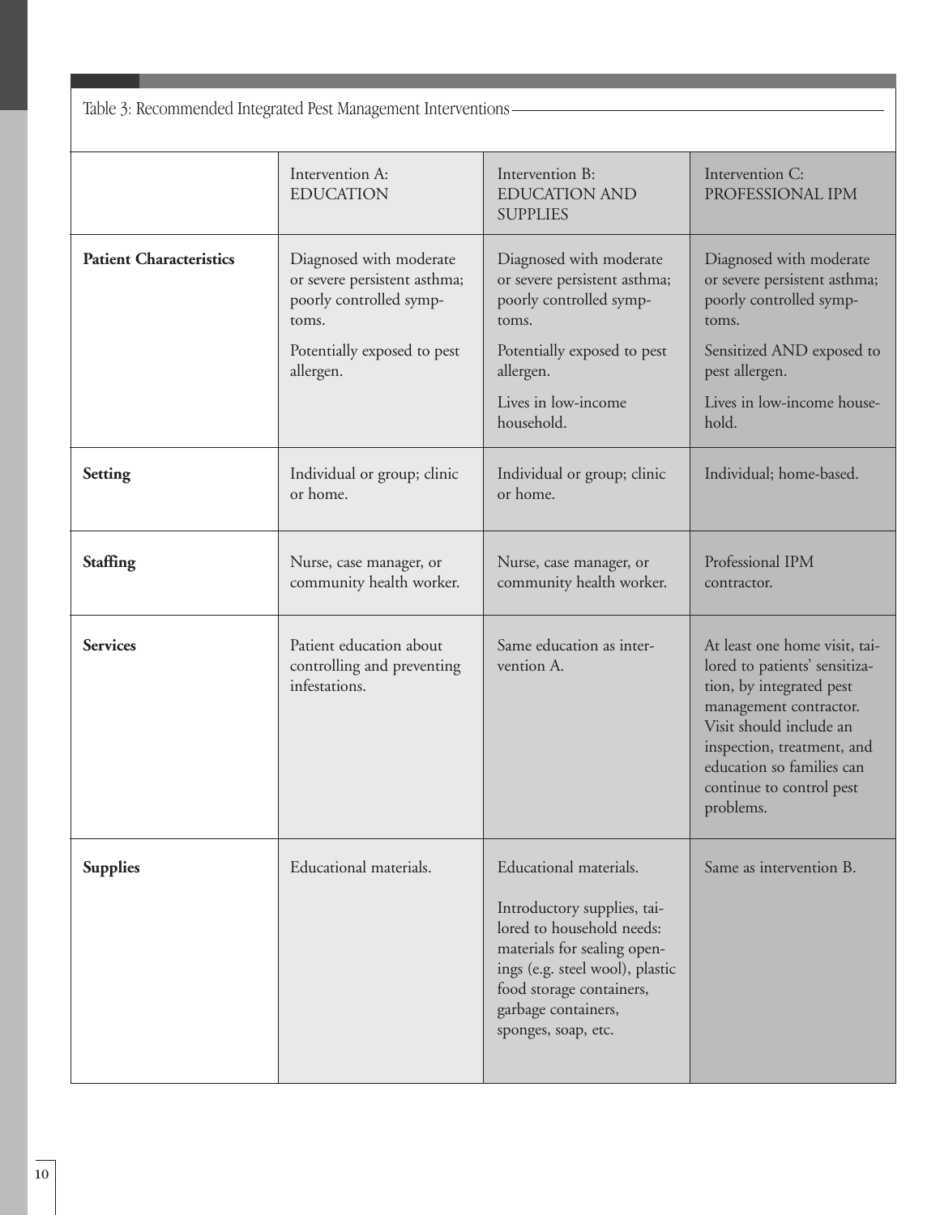Table 3: Recommended Integrated Pest Management Interventions

| | Intervention A: EDUCATION | Intervention B: EDUCATION AND SUPPLIES | Intervention C: PROFESSIONAL IPM |
|---|---|---|---|
| **Patient Characteristics** | Diagnosed with moderate or severe persistent asthma; poorly controlled symptoms. Potentially exposed to pest allergen. | Diagnosed with moderate or severe persistent asthma; poorly controlled symptoms. Potentially exposed to pest allergen. Lives in low-income household. | Diagnosed with moderate or severe persistent asthma; poorly controlled symptoms. Sensitized AND exposed to pest allergen. Lives in low-income household. |
| **Setting** | Individual or group; clinic or home. | Individual or group; clinic or home. | Individual; home-based. |
| **Staffing** | Nurse, case manager, or community health worker. | Nurse, case manager, or community health worker. | Professional IPM contractor. |
| **Services** | Patient education about controlling and preventing infestations. | Same education as intervention A. | At least one home visit, tailored to patients' sensitization, by integrated pest management contractor. Visit should include an inspection, treatment, and education so families can continue to control pest problems. |
| **Supplies** | Educational materials. | Educational materials. Introductory supplies, tailored to household needs: materials for sealing openings (e.g. steel wool), plastic food storage containers, garbage containers, sponges, soap, etc. | Same as intervention B. |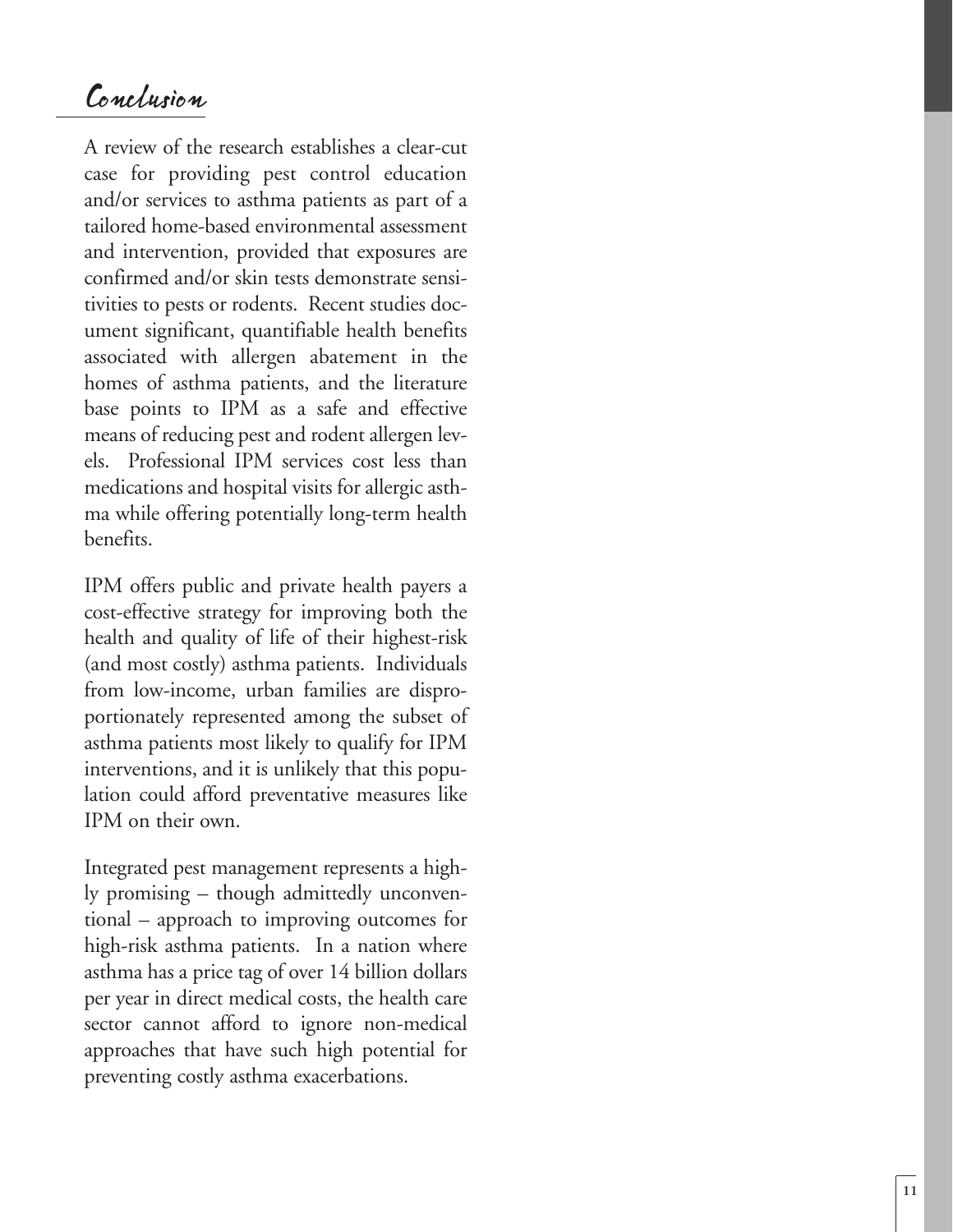## Conclusion

A review of the research establishes a clear-cut case for providing pest control education and/or services to asthma patients as part of a tailored home-based environmental assessment and intervention, provided that exposures are confirmed and/or skin tests demonstrate sensitivities to pests or rodents. Recent studies document significant, quantifiable health benefits associated with allergen abatement in the homes of asthma patients, and the literature base points to IPM as a safe and effective means of reducing pest and rodent allergen levels. Professional IPM services cost less than medications and hospital visits for allergic asthma while offering potentially long-term health benefits.

IPM offers public and private health payers a cost-effective strategy for improving both the health and quality of life of their highest-risk (and most costly) asthma patients. Individuals from low-income, urban families are disproportionately represented among the subset of asthma patients most likely to qualify for IPM interventions, and it is unlikely that this population could afford preventative measures like IPM on their own.

Integrated pest management represents a highly promising – though admittedly unconventional – approach to improving outcomes for high-risk asthma patients. In a nation where asthma has a price tag of over 14 billion dollars per year in direct medical costs, the health care sector cannot afford to ignore non-medical approaches that have such high potential for preventing costly asthma exacerbations.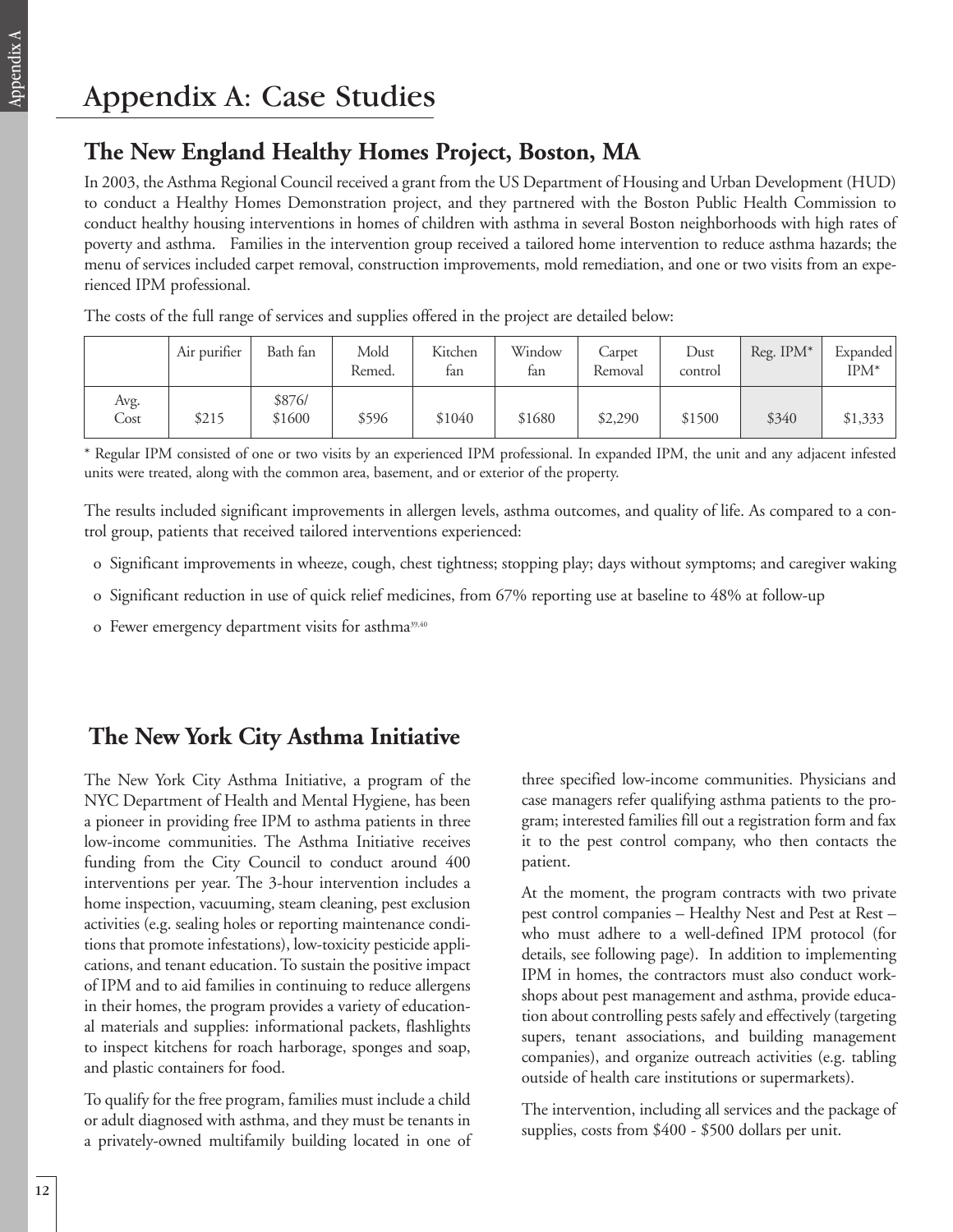# Appendix A: Case Studies

## The New England Healthy Homes Project, Boston, MA

In 2003, the Asthma Regional Council received a grant from the US Department of Housing and Urban Development (HUD) to conduct a Healthy Homes Demonstration project, and they partnered with the Boston Public Health Commission to conduct healthy housing interventions in homes of children with asthma in several Boston neighborhoods with high rates of poverty and asthma. Families in the intervention group received a tailored home intervention to reduce asthma hazards; the menu of services included carpet removal, construction improvements, mold remediation, and one or two visits from an experienced IPM professional.

The costs of the full range of services and supplies offered in the project are detailed below:

| | Air purifier | Bath fan | Mold Remed. | Kitchen fan | Window fan | Carpet Removal | Dust control | Reg. IPM* | Expanded IPM* |
|---|---|---|---|---|---|---|---|---|---|
| Avg. Cost | $215 | $876/ $1600 | $596 | $1040 | $1680 | $2,290 | $1500 | $340 | $1,333 |

\* Regular IPM consisted of one or two visits by an experienced IPM professional. In expanded IPM, the unit and any adjacent infested units were treated, along with the common area, basement, and or exterior of the property.

The results included significant improvements in allergen levels, asthma outcomes, and quality of life. As compared to a control group, patients that received tailored interventions experienced:

- Significant improvements in wheeze, cough, chest tightness; stopping play; days without symptoms; and caregiver waking
- Significant reduction in use of quick relief medicines, from 67% reporting use at baseline to 48% at follow-up
- Fewer emergency department visits for asthma[39,40]

## The New York City Asthma Initiative

The New York City Asthma Initiative, a program of the NYC Department of Health and Mental Hygiene, has been a pioneer in providing free IPM to asthma patients in three low-income communities. The Asthma Initiative receives funding from the City Council to conduct around 400 interventions per year. The 3-hour intervention includes a home inspection, vacuuming, steam cleaning, pest exclusion activities (e.g. sealing holes or reporting maintenance conditions that promote infestations), low-toxicity pesticide applications, and tenant education. To sustain the positive impact of IPM and to aid families in continuing to reduce allergens in their homes, the program provides a variety of educational materials and supplies: informational packets, flashlights to inspect kitchens for roach harborage, sponges and soap, and plastic containers for food.

To qualify for the free program, families must include a child or adult diagnosed with asthma, and they must be tenants in a privately-owned multifamily building located in one of three specified low-income communities. Physicians and case managers refer qualifying asthma patients to the program; interested families fill out a registration form and fax it to the pest control company, who then contacts the patient.

At the moment, the program contracts with two private pest control companies – Healthy Nest and Pest at Rest – who must adhere to a well-defined IPM protocol (for details, see following page). In addition to implementing IPM in homes, the contractors must also conduct workshops about pest management and asthma, provide education about controlling pests safely and effectively (targeting supers, tenant associations, and building management companies), and organize outreach activities (e.g. tabling outside of health care institutions or supermarkets).

The intervention, including all services and the package of supplies, costs from $400 - $500 dollars per unit.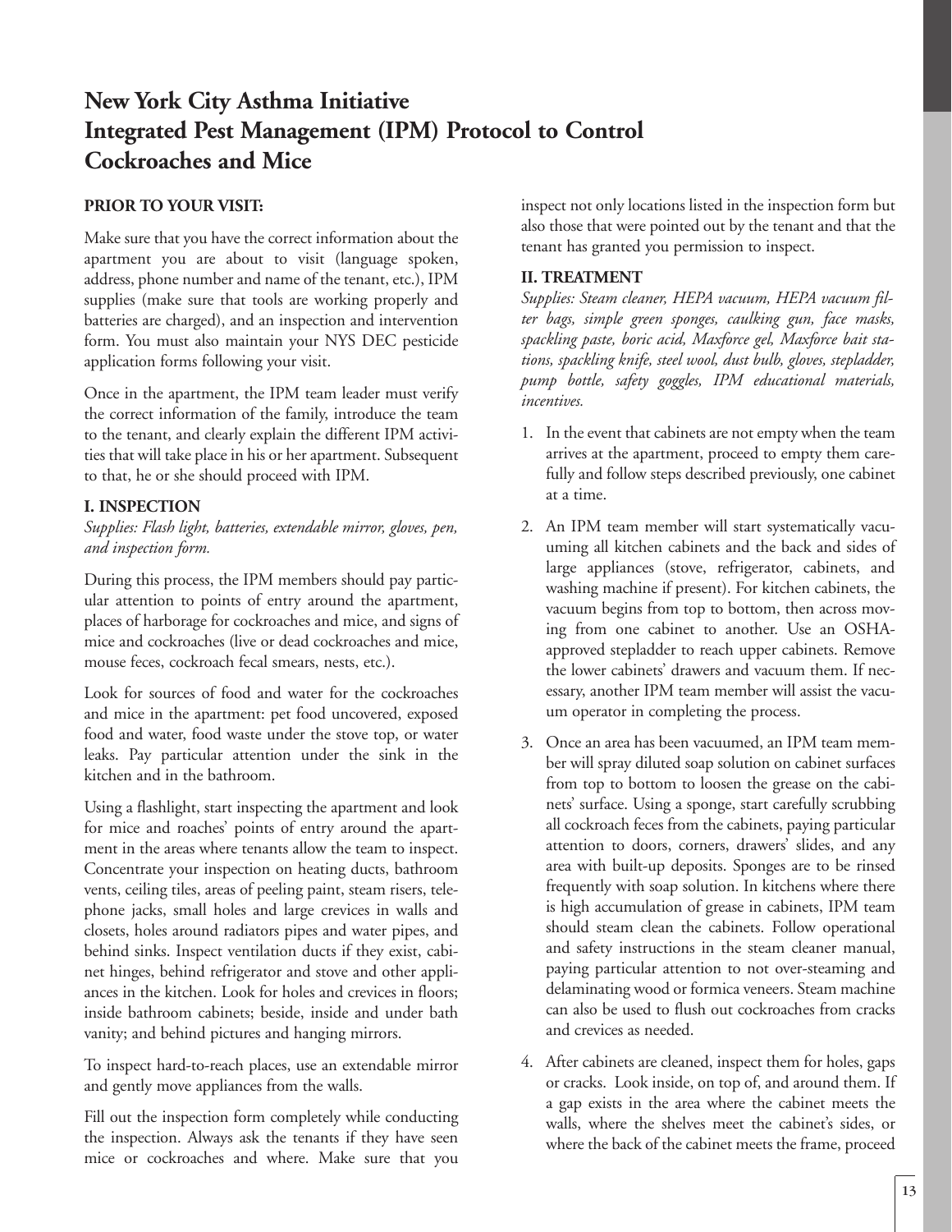# New York City Asthma Initiative
# Integrated Pest Management (IPM) Protocol to Control Cockroaches and Mice

**PRIOR TO YOUR VISIT:**

Make sure that you have the correct information about the apartment you are about to visit (language spoken, address, phone number and name of the tenant, etc.), IPM supplies (make sure that tools are working properly and batteries are charged), and an inspection and intervention form. You must also maintain your NYS DEC pesticide application forms following your visit.

Once in the apartment, the IPM team leader must verify the correct information of the family, introduce the team to the tenant, and clearly explain the different IPM activities that will take place in his or her apartment. Subsequent to that, he or she should proceed with IPM.

**I. INSPECTION**

*Supplies: Flash light, batteries, extendable mirror, gloves, pen, and inspection form.*

During this process, the IPM members should pay particular attention to points of entry around the apartment, places of harborage for cockroaches and mice, and signs of mice and cockroaches (live or dead cockroaches and mice, mouse feces, cockroach fecal smears, nests, etc.).

Look for sources of food and water for the cockroaches and mice in the apartment: pet food uncovered, exposed food and water, food waste under the stove top, or water leaks. Pay particular attention under the sink in the kitchen and in the bathroom.

Using a flashlight, start inspecting the apartment and look for mice and roaches' points of entry around the apartment in the areas where tenants allow the team to inspect. Concentrate your inspection on heating ducts, bathroom vents, ceiling tiles, areas of peeling paint, steam risers, telephone jacks, small holes and large crevices in walls and closets, holes around radiators pipes and water pipes, and behind sinks. Inspect ventilation ducts if they exist, cabinet hinges, behind refrigerator and stove and other appliances in the kitchen. Look for holes and crevices in floors; inside bathroom cabinets; beside, inside and under bath vanity; and behind pictures and hanging mirrors.

To inspect hard-to-reach places, use an extendable mirror and gently move appliances from the walls.

Fill out the inspection form completely while conducting the inspection. Always ask the tenants if they have seen mice or cockroaches and where. Make sure that you inspect not only locations listed in the inspection form but also those that were pointed out by the tenant and that the tenant has granted you permission to inspect.

**II. TREATMENT**

*Supplies: Steam cleaner, HEPA vacuum, HEPA vacuum filter bags, simple green sponges, caulking gun, face masks, spackling paste, boric acid, Maxforce gel, Maxforce bait stations, spackling knife, steel wool, dust bulb, gloves, stepladder, pump bottle, safety goggles, IPM educational materials, incentives.*

1. In the event that cabinets are not empty when the team arrives at the apartment, proceed to empty them carefully and follow steps described previously, one cabinet at a time.

2. An IPM team member will start systematically vacuuming all kitchen cabinets and the back and sides of large appliances (stove, refrigerator, cabinets, and washing machine if present). For kitchen cabinets, the vacuum begins from top to bottom, then across moving from one cabinet to another. Use an OSHA-approved stepladder to reach upper cabinets. Remove the lower cabinets' drawers and vacuum them. If necessary, another IPM team member will assist the vacuum operator in completing the process.

3. Once an area has been vacuumed, an IPM team member will spray diluted soap solution on cabinet surfaces from top to bottom to loosen the grease on the cabinets' surface. Using a sponge, start carefully scrubbing all cockroach feces from the cabinets, paying particular attention to doors, corners, drawers' slides, and any area with built-up deposits. Sponges are to be rinsed frequently with soap solution. In kitchens where there is high accumulation of grease in cabinets, IPM team should steam clean the cabinets. Follow operational and safety instructions in the steam cleaner manual, paying particular attention to not over-steaming and delaminating wood or formica veneers. Steam machine can also be used to flush out cockroaches from cracks and crevices as needed.

4. After cabinets are cleaned, inspect them for holes, gaps or cracks. Look inside, on top of, and around them. If a gap exists in the area where the cabinet meets the walls, where the shelves meet the cabinet's sides, or where the back of the cabinet meets the frame, proceed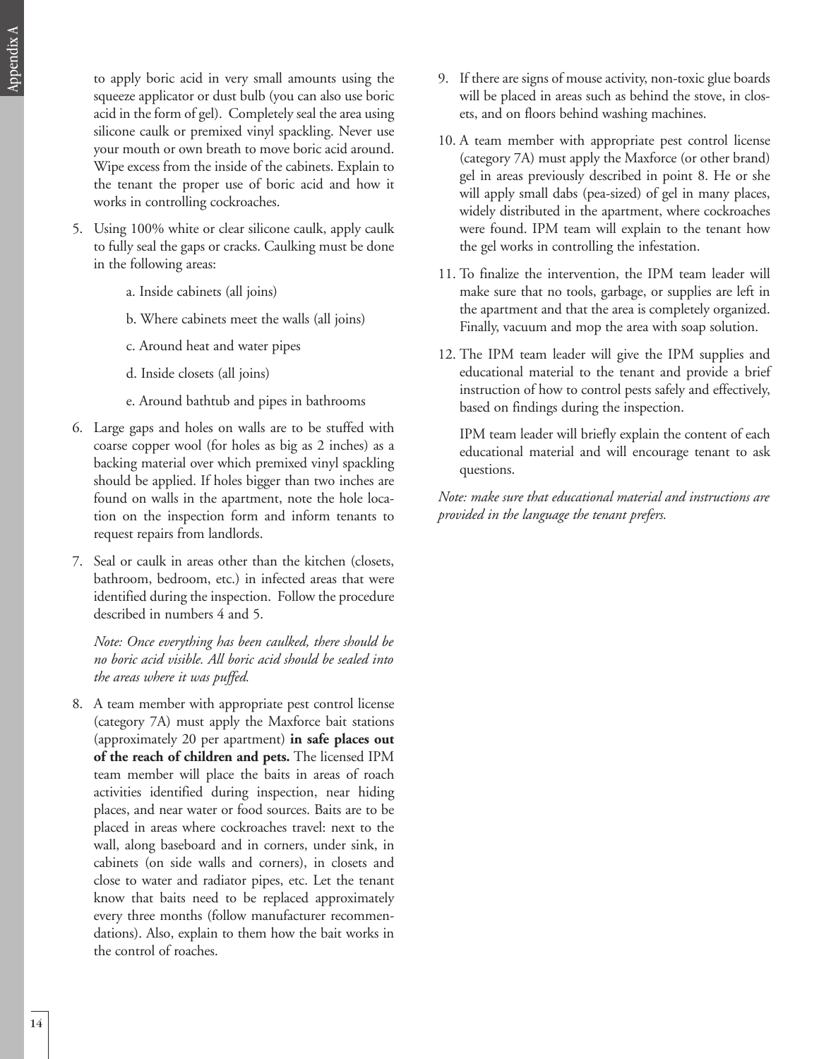to apply boric acid in very small amounts using the squeeze applicator or dust bulb (you can also use boric acid in the form of gel). Completely seal the area using silicone caulk or premixed vinyl spackling. Never use your mouth or own breath to move boric acid around. Wipe excess from the inside of the cabinets. Explain to the tenant the proper use of boric acid and how it works in controlling cockroaches.

5. Using 100% white or clear silicone caulk, apply caulk to fully seal the gaps or cracks. Caulking must be done in the following areas:

    a. Inside cabinets (all joins)

    b. Where cabinets meet the walls (all joins)

    c. Around heat and water pipes

    d. Inside closets (all joins)

    e. Around bathtub and pipes in bathrooms

6. Large gaps and holes on walls are to be stuffed with coarse copper wool (for holes as big as 2 inches) as a backing material over which premixed vinyl spackling should be applied. If holes bigger than two inches are found on walls in the apartment, note the hole location on the inspection form and inform tenants to request repairs from landlords.

7. Seal or caulk in areas other than the kitchen (closets, bathroom, bedroom, etc.) in infected areas that were identified during the inspection. Follow the procedure described in numbers 4 and 5.

    *Note: Once everything has been caulked, there should be no boric acid visible. All boric acid should be sealed into the areas where it was puffed.*

8. A team member with appropriate pest control license (category 7A) must apply the Maxforce bait stations (approximately 20 per apartment) **in safe places out of the reach of children and pets.** The licensed IPM team member will place the baits in areas of roach activities identified during inspection, near hiding places, and near water or food sources. Baits are to be placed in areas where cockroaches travel: next to the wall, along baseboard and in corners, under sink, in cabinets (on side walls and corners), in closets and close to water and radiator pipes, etc. Let the tenant know that baits need to be replaced approximately every three months (follow manufacturer recommendations). Also, explain to them how the bait works in the control of roaches.

9. If there are signs of mouse activity, non-toxic glue boards will be placed in areas such as behind the stove, in closets, and on floors behind washing machines.

10. A team member with appropriate pest control license (category 7A) must apply the Maxforce (or other brand) gel in areas previously described in point 8. He or she will apply small dabs (pea-sized) of gel in many places, widely distributed in the apartment, where cockroaches were found. IPM team will explain to the tenant how the gel works in controlling the infestation.

11. To finalize the intervention, the IPM team leader will make sure that no tools, garbage, or supplies are left in the apartment and that the area is completely organized. Finally, vacuum and mop the area with soap solution.

12. The IPM team leader will give the IPM supplies and educational material to the tenant and provide a brief instruction of how to control pests safely and effectively, based on findings during the inspection.

    IPM team leader will briefly explain the content of each educational material and will encourage tenant to ask questions.

*Note: make sure that educational material and instructions are provided in the language the tenant prefers.*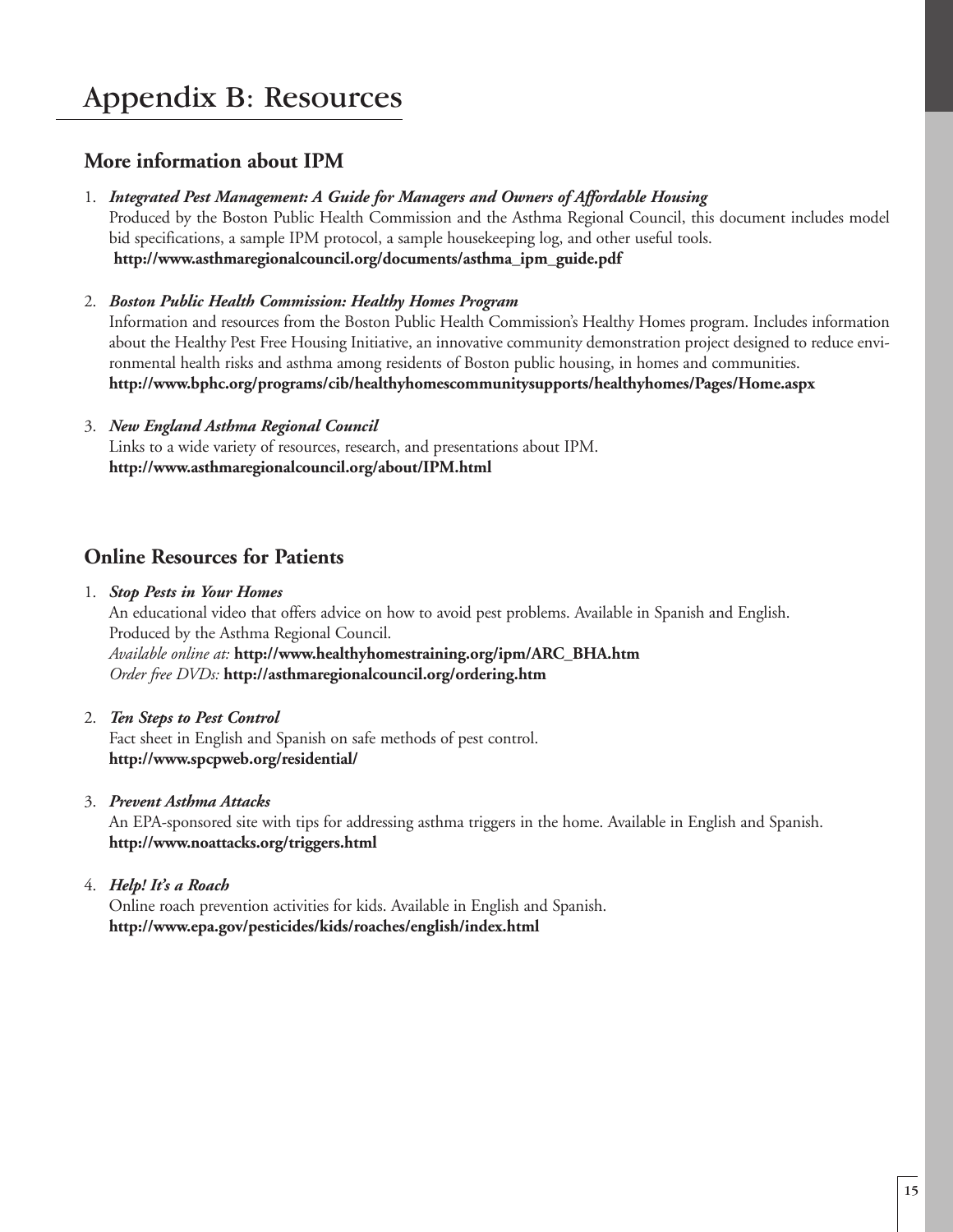# Appendix B: Resources

## More information about IPM

1. ***Integrated Pest Management: A Guide for Managers and Owners of Affordable Housing***
   Produced by the Boston Public Health Commission and the Asthma Regional Council, this document includes model bid specifications, a sample IPM protocol, a sample housekeeping log, and other useful tools.
   **http://www.asthmaregionalcouncil.org/documents/asthma_ipm_guide.pdf**

2. ***Boston Public Health Commission: Healthy Homes Program***
   Information and resources from the Boston Public Health Commission's Healthy Homes program. Includes information about the Healthy Pest Free Housing Initiative, an innovative community demonstration project designed to reduce environmental health risks and asthma among residents of Boston public housing, in homes and communities.
   **http://www.bphc.org/programs/cib/healthyhomescommunitysupports/healthyhomes/Pages/Home.aspx**

3. ***New England Asthma Regional Council***
   Links to a wide variety of resources, research, and presentations about IPM.
   **http://www.asthmaregionalcouncil.org/about/IPM.html**

## Online Resources for Patients

1. ***Stop Pests in Your Homes***
   An educational video that offers advice on how to avoid pest problems. Available in Spanish and English.
   Produced by the Asthma Regional Council.
   *Available online at:* **http://www.healthyhomestraining.org/ipm/ARC_BHA.htm**
   *Order free DVDs:* **http://asthmaregionalcouncil.org/ordering.htm**

2. ***Ten Steps to Pest Control***
   Fact sheet in English and Spanish on safe methods of pest control.
   **http://www.spcpweb.org/residential/**

3. ***Prevent Asthma Attacks***
   An EPA-sponsored site with tips for addressing asthma triggers in the home. Available in English and Spanish.
   **http://www.noattacks.org/triggers.html**

4. ***Help! It's a Roach***
   Online roach prevention activities for kids. Available in English and Spanish.
   **http://www.epa.gov/pesticides/kids/roaches/english/index.html**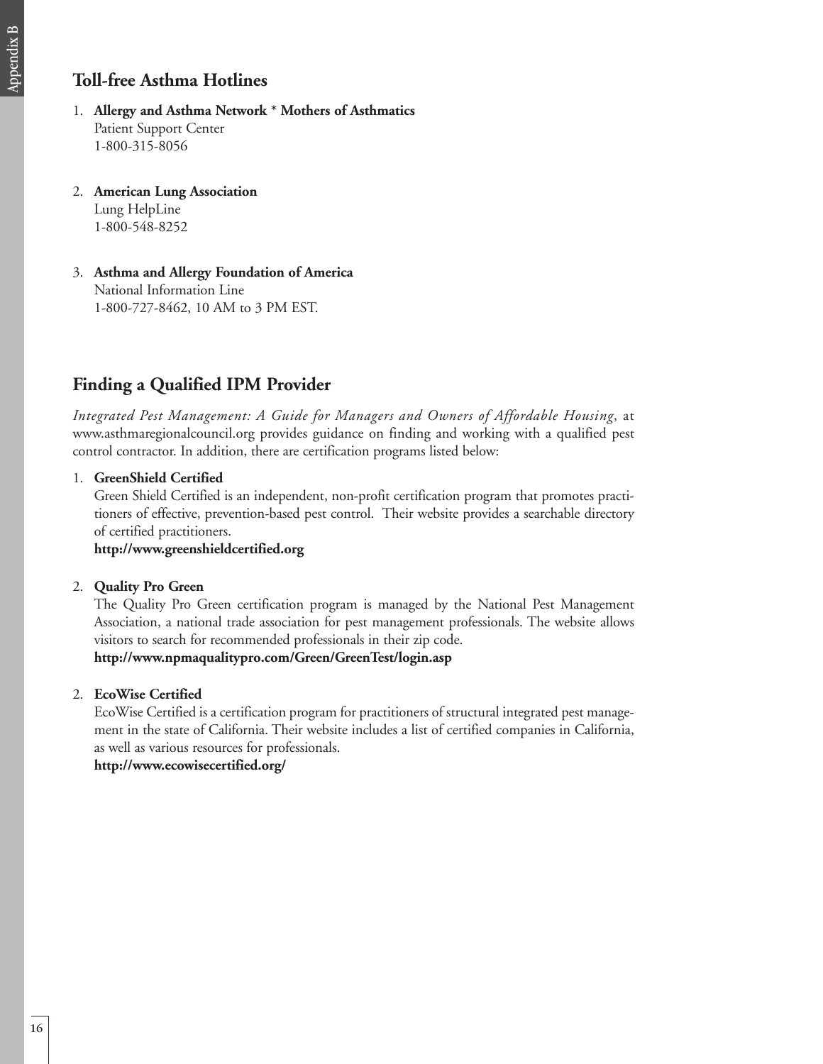## Toll-free Asthma Hotlines

1. **Allergy and Asthma Network * Mothers of Asthmatics**  
   Patient Support Center  
   1-800-315-8056

2. **American Lung Association**  
   Lung HelpLine  
   1-800-548-8252

3. **Asthma and Allergy Foundation of America**  
   National Information Line  
   1-800-727-8462, 10 AM to 3 PM EST.

## Finding a Qualified IPM Provider

*Integrated Pest Management: A Guide for Managers and Owners of Affordable Housing*, at www.asthmaregionalcouncil.org provides guidance on finding and working with a qualified pest control contractor. In addition, there are certification programs listed below:

1. **GreenShield Certified**  
   Green Shield Certified is an independent, non-profit certification program that promotes practitioners of effective, prevention-based pest control. Their website provides a searchable directory of certified practitioners.  
   **http://www.greenshieldcertified.org**

2. **Quality Pro Green**  
   The Quality Pro Green certification program is managed by the National Pest Management Association, a national trade association for pest management professionals. The website allows visitors to search for recommended professionals in their zip code.  
   **http://www.npmaqualitypro.com/Green/GreenTest/login.asp**

2. **EcoWise Certified**  
   EcoWise Certified is a certification program for practitioners of structural integrated pest management in the state of California. Their website includes a list of certified companies in California, as well as various resources for professionals.  
   **http://www.ecowisecertified.org/**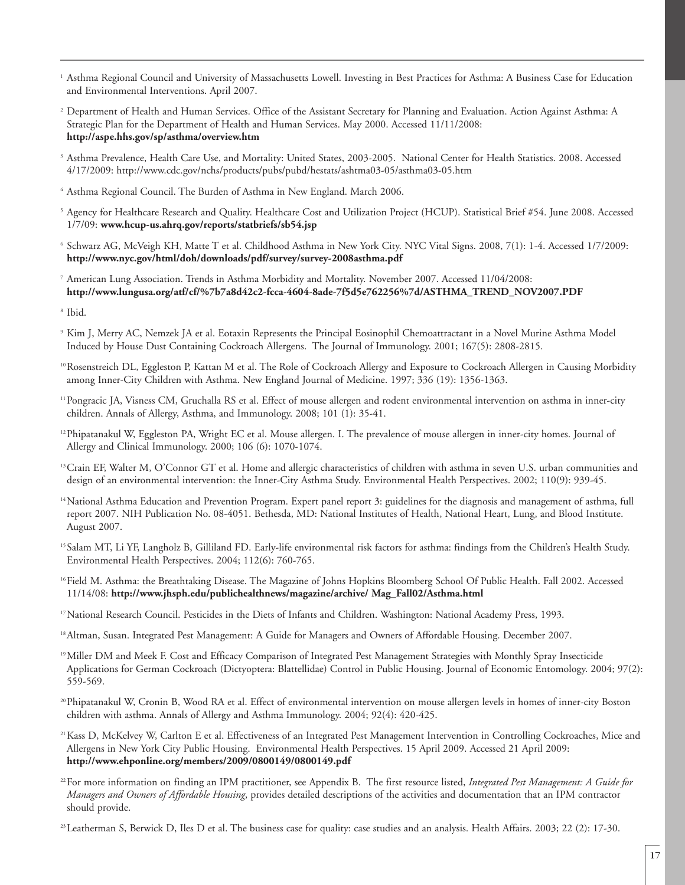[1] Asthma Regional Council and University of Massachusetts Lowell. Investing in Best Practices for Asthma: A Business Case for Education and Environmental Interventions. April 2007.

[2] Department of Health and Human Services. Office of the Assistant Secretary for Planning and Evaluation. Action Against Asthma: A Strategic Plan for the Department of Health and Human Services. May 2000. Accessed 11/11/2008: **http://aspe.hhs.gov/sp/asthma/overview.htm**

[3] Asthma Prevalence, Health Care Use, and Mortality: United States, 2003-2005. National Center for Health Statistics. 2008. Accessed 4/17/2009: http://www.cdc.gov/nchs/products/pubs/pubd/hestats/ashtma03-05/asthma03-05.htm

[4] Asthma Regional Council. The Burden of Asthma in New England. March 2006.

[5] Agency for Healthcare Research and Quality. Healthcare Cost and Utilization Project (HCUP). Statistical Brief #54. June 2008. Accessed 1/7/09: **www.hcup-us.ahrq.gov/reports/statbriefs/sb54.jsp**

[6] Schwarz AG, McVeigh KH, Matte T et al. Childhood Asthma in New York City. NYC Vital Signs. 2008, 7(1): 1-4. Accessed 1/7/2009: **http://www.nyc.gov/html/doh/downloads/pdf/survey/survey-2008asthma.pdf**

[7] American Lung Association. Trends in Asthma Morbidity and Mortality. November 2007. Accessed 11/04/2008: **http://www.lungusa.org/atf/cf/%7b7a8d42c2-fcca-4604-8ade-7f5d5e762256%7d/ASTHMA_TREND_NOV2007.PDF**

[8] Ibid.

[9] Kim J, Merry AC, Nemzek JA et al. Eotaxin Represents the Principal Eosinophil Chemoattractant in a Novel Murine Asthma Model Induced by House Dust Containing Cockroach Allergens. The Journal of Immunology. 2001; 167(5): 2808-2815.

[10] Rosenstreich DL, Eggleston P, Kattan M et al. The Role of Cockroach Allergy and Exposure to Cockroach Allergen in Causing Morbidity among Inner-City Children with Asthma. New England Journal of Medicine. 1997; 336 (19): 1356-1363.

[11] Pongracic JA, Visness CM, Gruchalla RS et al. Effect of mouse allergen and rodent environmental intervention on asthma in inner-city children. Annals of Allergy, Asthma, and Immunology. 2008; 101 (1): 35-41.

[12] Phipatanakul W, Eggleston PA, Wright EC et al. Mouse allergen. I. The prevalence of mouse allergen in inner-city homes. Journal of Allergy and Clinical Immunology. 2000; 106 (6): 1070-1074.

[13] Crain EF, Walter M, O'Connor GT et al. Home and allergic characteristics of children with asthma in seven U.S. urban communities and design of an environmental intervention: the Inner-City Asthma Study. Environmental Health Perspectives. 2002; 110(9): 939-45.

[14] National Asthma Education and Prevention Program. Expert panel report 3: guidelines for the diagnosis and management of asthma, full report 2007. NIH Publication No. 08-4051. Bethesda, MD: National Institutes of Health, National Heart, Lung, and Blood Institute. August 2007.

[15] Salam MT, Li YF, Langholz B, Gilliland FD. Early-life environmental risk factors for asthma: findings from the Children's Health Study. Environmental Health Perspectives. 2004; 112(6): 760-765.

[16] Field M. Asthma: the Breathtaking Disease. The Magazine of Johns Hopkins Bloomberg School Of Public Health. Fall 2002. Accessed 11/14/08: **http://www.jhsph.edu/publichealthnews/magazine/archive/ Mag_Fall02/Asthma.html**

[17] National Research Council. Pesticides in the Diets of Infants and Children. Washington: National Academy Press, 1993.

[18] Altman, Susan. Integrated Pest Management: A Guide for Managers and Owners of Affordable Housing. December 2007.

[19] Miller DM and Meek F. Cost and Efficacy Comparison of Integrated Pest Management Strategies with Monthly Spray Insecticide Applications for German Cockroach (Dictyoptera: Blattellidae) Control in Public Housing. Journal of Economic Entomology. 2004; 97(2): 559-569.

[20] Phipatanakul W, Cronin B, Wood RA et al. Effect of environmental intervention on mouse allergen levels in homes of inner-city Boston children with asthma. Annals of Allergy and Asthma Immunology. 2004; 92(4): 420-425.

[21] Kass D, McKelvey W, Carlton E et al. Effectiveness of an Integrated Pest Management Intervention in Controlling Cockroaches, Mice and Allergens in New York City Public Housing. Environmental Health Perspectives. 15 April 2009. Accessed 21 April 2009: **http://www.ehponline.org/members/2009/0800149/0800149.pdf**

[22] For more information on finding an IPM practitioner, see Appendix B. The first resource listed, *Integrated Pest Management: A Guide for Managers and Owners of Affordable Housing*, provides detailed descriptions of the activities and documentation that an IPM contractor should provide.

[23] Leatherman S, Berwick D, Iles D et al. The business case for quality: case studies and an analysis. Health Affairs. 2003; 22 (2): 17-30.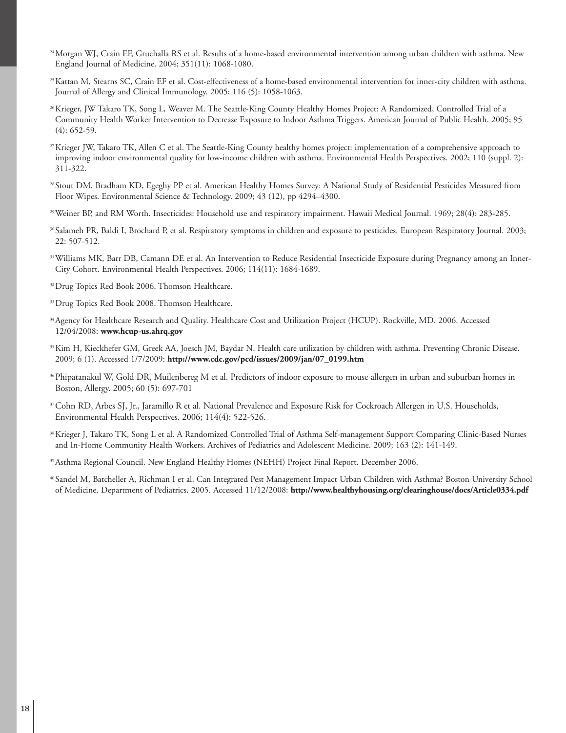[24] Morgan WJ, Crain EF, Gruchalla RS et al. Results of a home-based environmental intervention among urban children with asthma. New England Journal of Medicine. 2004; 351(11): 1068-1080.

[25] Kattan M, Stearns SC, Crain EF et al. Cost-effectiveness of a home-based environmental intervention for inner-city children with asthma. Journal of Allergy and Clinical Immunology. 2005; 116 (5): 1058-1063.

[26] Krieger, JW Takaro TK, Song L, Weaver M. The Seattle-King County Healthy Homes Project: A Randomized, Controlled Trial of a Community Health Worker Intervention to Decrease Exposure to Indoor Asthma Triggers. American Journal of Public Health. 2005; 95 (4): 652-59.

[27] Krieger JW, Takaro TK, Allen C et al. The Seattle-King County healthy homes project: implementation of a comprehensive approach to improving indoor environmental quality for low-income children with asthma. Environmental Health Perspectives. 2002; 110 (suppl. 2): 311-322.

[28] Stout DM, Bradham KD, Egeghy PP et al. American Healthy Homes Survey: A National Study of Residential Pesticides Measured from Floor Wipes. Environmental Science & Technology. 2009; 43 (12), pp 4294–4300.

[29] Weiner BP, and RM Worth. Insecticides: Household use and respiratory impairment. Hawaii Medical Journal. 1969; 28(4): 283-285.

[30] Salameh PR, Baldi I, Brochard P, et al. Respiratory symptoms in children and exposure to pesticides. European Respiratory Journal. 2003; 22: 507-512.

[31] Williams MK, Barr DB, Camann DE et al. An Intervention to Reduce Residential Insecticide Exposure during Pregnancy among an Inner-City Cohort. Environmental Health Perspectives. 2006; 114(11): 1684-1689.

[32] Drug Topics Red Book 2006. Thomson Healthcare.

[33] Drug Topics Red Book 2008. Thomson Healthcare.

[34] Agency for Healthcare Research and Quality. Healthcare Cost and Utilization Project (HCUP). Rockville, MD. 2006. Accessed 12/04/2008: **www.hcup-us.ahrq.gov**

[35] Kim H, Kieckhefer GM, Greek AA, Joesch JM, Baydar N. Health care utilization by children with asthma. Preventing Chronic Disease. 2009; 6 (1). Accessed 1/7/2009: **http://www.cdc.gov/pcd/issues/2009/jan/07_0199.htm**

[36] Phipatanakul W, Gold DR, Muilenbereg M et al. Predictors of indoor exposure to mouse allergen in urban and suburban homes in Boston, Allergy. 2005; 60 (5): 697-701

[37] Cohn RD, Arbes SJ, Jr., Jaramillo R et al. National Prevalence and Exposure Risk for Cockroach Allergen in U.S. Households, Environmental Health Perspectives. 2006; 114(4): 522-526.

[38] Krieger J, Takaro TK, Song L et al. A Randomized Controlled Trial of Asthma Self-management Support Comparing Clinic-Based Nurses and In-Home Community Health Workers. Archives of Pediatrics and Adolescent Medicine. 2009; 163 (2): 141-149.

[39] Asthma Regional Council. New England Healthy Homes (NEHH) Project Final Report. December 2006.

[40] Sandel M, Batcheller A, Richman I et al. Can Integrated Pest Management Impact Urban Children with Asthma? Boston University School of Medicine. Department of Pediatrics. 2005. Accessed 11/12/2008: **http://www.healthyhousing.org/clearinghouse/docs/Article0334.pdf**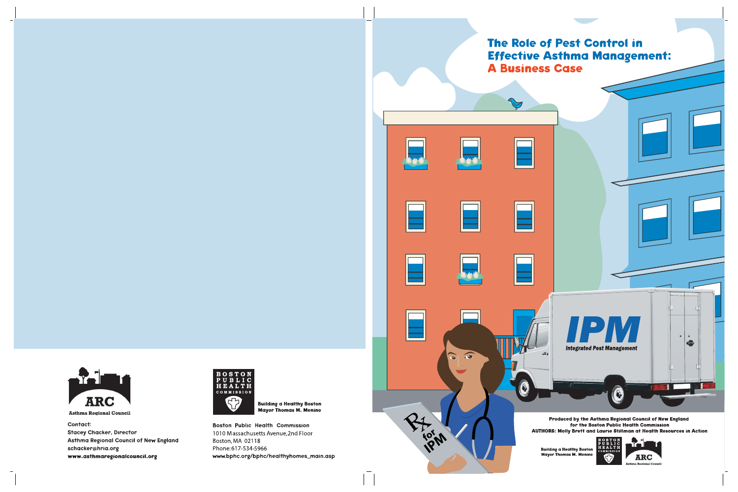Asthma Regional Council

Contact:
Stacey Chacker, Director
Asthma Regional Council of New England
schacker@hria.org
**www.asthmaregionalcouncil.org**

BOSTON PUBLIC HEALTH COMMISSION

**Building a Healthy Boston**
**Mayor Thomas M. Menino**

Boston Public Health Commission
1010 Massachusetts Avenue, 2nd Floor
Boston, MA 02118
Phone: 617-534-5966
www.bphc.org/bphc/healthyhomes_main.asp

# The Role of Pest Control in Effective Asthma Management: A Business Case

**Produced by the Asthma Regional Council of New England**
**for the Boston Public Health Commission**
**AUTHORS: Molly Brett and Laurie Stillman at Health Resources in Action**

Building a Healthy Boston
Mayor Thomas M. Menino

BOSTON PUBLIC HEALTH COMMISSION

ARC
Asthma Regional Council